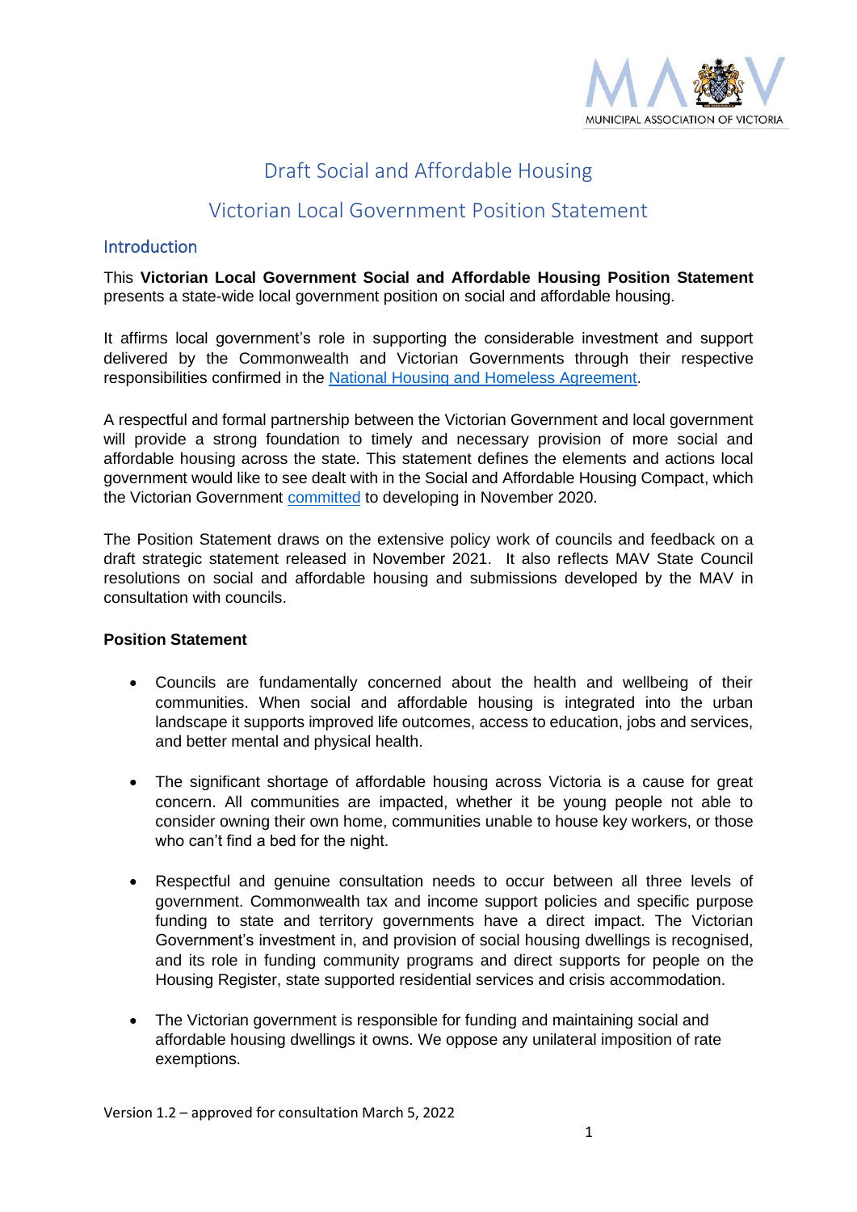# Draft Social and Affordable Housing

# Victorian Local Government Position Statement

## Introduction

This **Victorian Local Government Social and Affordable Housing Position Statement** presents a state-wide local government position on social and affordable housing.

It affirms local government's role in supporting the considerable investment and support delivered by the Commonwealth and Victorian Governments through their respective responsibilities confirmed in the National Housing and Homeless Agreement.

A respectful and formal partnership between the Victorian Government and local government will provide a strong foundation to timely and necessary provision of more social and affordable housing across the state. This statement defines the elements and actions local government would like to see dealt with in the Social and Affordable Housing Compact, which the Victorian Government committed to developing in November 2020.

The Position Statement draws on the extensive policy work of councils and feedback on a draft strategic statement released in November 2021. It also reflects MAV State Council resolutions on social and affordable housing and submissions developed by the MAV in consultation with councils.

**Position Statement**

- Councils are fundamentally concerned about the health and wellbeing of their communities. When social and affordable housing is integrated into the urban landscape it supports improved life outcomes, access to education, jobs and services, and better mental and physical health.
- The significant shortage of affordable housing across Victoria is a cause for great concern. All communities are impacted, whether it be young people not able to consider owning their own home, communities unable to house key workers, or those who can't find a bed for the night.
- Respectful and genuine consultation needs to occur between all three levels of government. Commonwealth tax and income support policies and specific purpose funding to state and territory governments have a direct impact. The Victorian Government's investment in, and provision of social housing dwellings is recognised, and its role in funding community programs and direct supports for people on the Housing Register, state supported residential services and crisis accommodation.
- The Victorian government is responsible for funding and maintaining social and affordable housing dwellings it owns. We oppose any unilateral imposition of rate exemptions.

Version 1.2 – approved for consultation March 5, 2022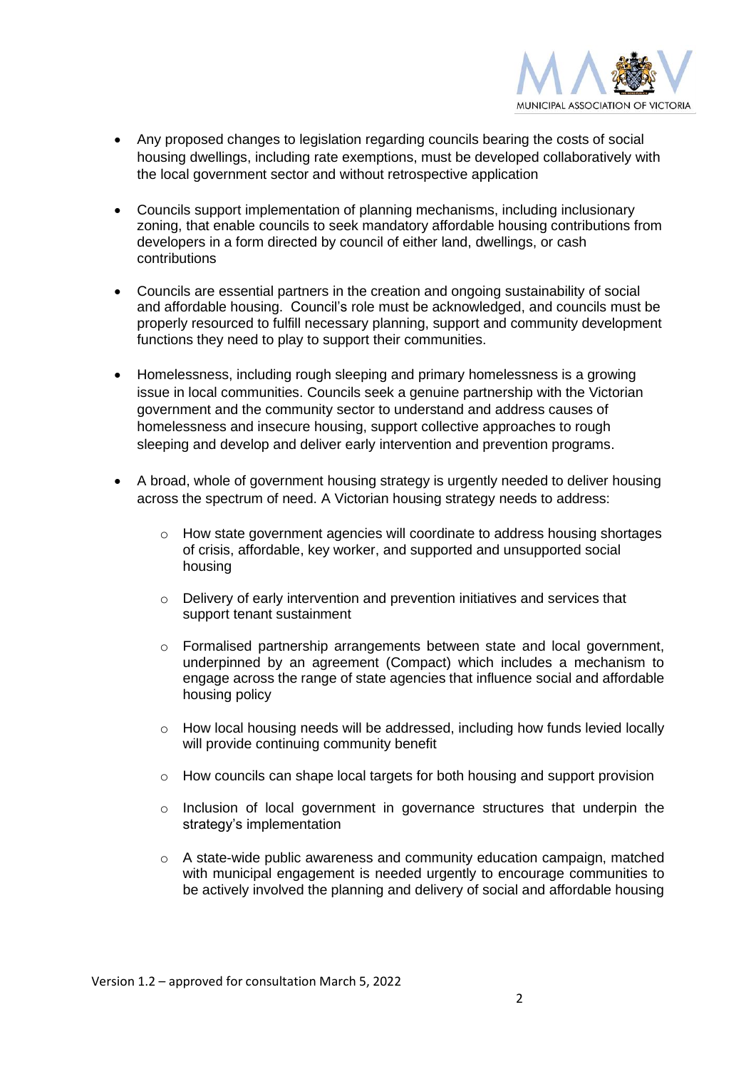- Any proposed changes to legislation regarding councils bearing the costs of social housing dwellings, including rate exemptions, must be developed collaboratively with the local government sector and without retrospective application

- Councils support implementation of planning mechanisms, including inclusionary zoning, that enable councils to seek mandatory affordable housing contributions from developers in a form directed by council of either land, dwellings, or cash contributions

- Councils are essential partners in the creation and ongoing sustainability of social and affordable housing. Council's role must be acknowledged, and councils must be properly resourced to fulfill necessary planning, support and community development functions they need to play to support their communities.

- Homelessness, including rough sleeping and primary homelessness is a growing issue in local communities. Councils seek a genuine partnership with the Victorian government and the community sector to understand and address causes of homelessness and insecure housing, support collective approaches to rough sleeping and develop and deliver early intervention and prevention programs.

- A broad, whole of government housing strategy is urgently needed to deliver housing across the spectrum of need. A Victorian housing strategy needs to address:

  - How state government agencies will coordinate to address housing shortages of crisis, affordable, key worker, and supported and unsupported social housing

  - Delivery of early intervention and prevention initiatives and services that support tenant sustainment

  - Formalised partnership arrangements between state and local government, underpinned by an agreement (Compact) which includes a mechanism to engage across the range of state agencies that influence social and affordable housing policy

  - How local housing needs will be addressed, including how funds levied locally will provide continuing community benefit

  - How councils can shape local targets for both housing and support provision

  - Inclusion of local government in governance structures that underpin the strategy's implementation

  - A state-wide public awareness and community education campaign, matched with municipal engagement is needed urgently to encourage communities to be actively involved the planning and delivery of social and affordable housing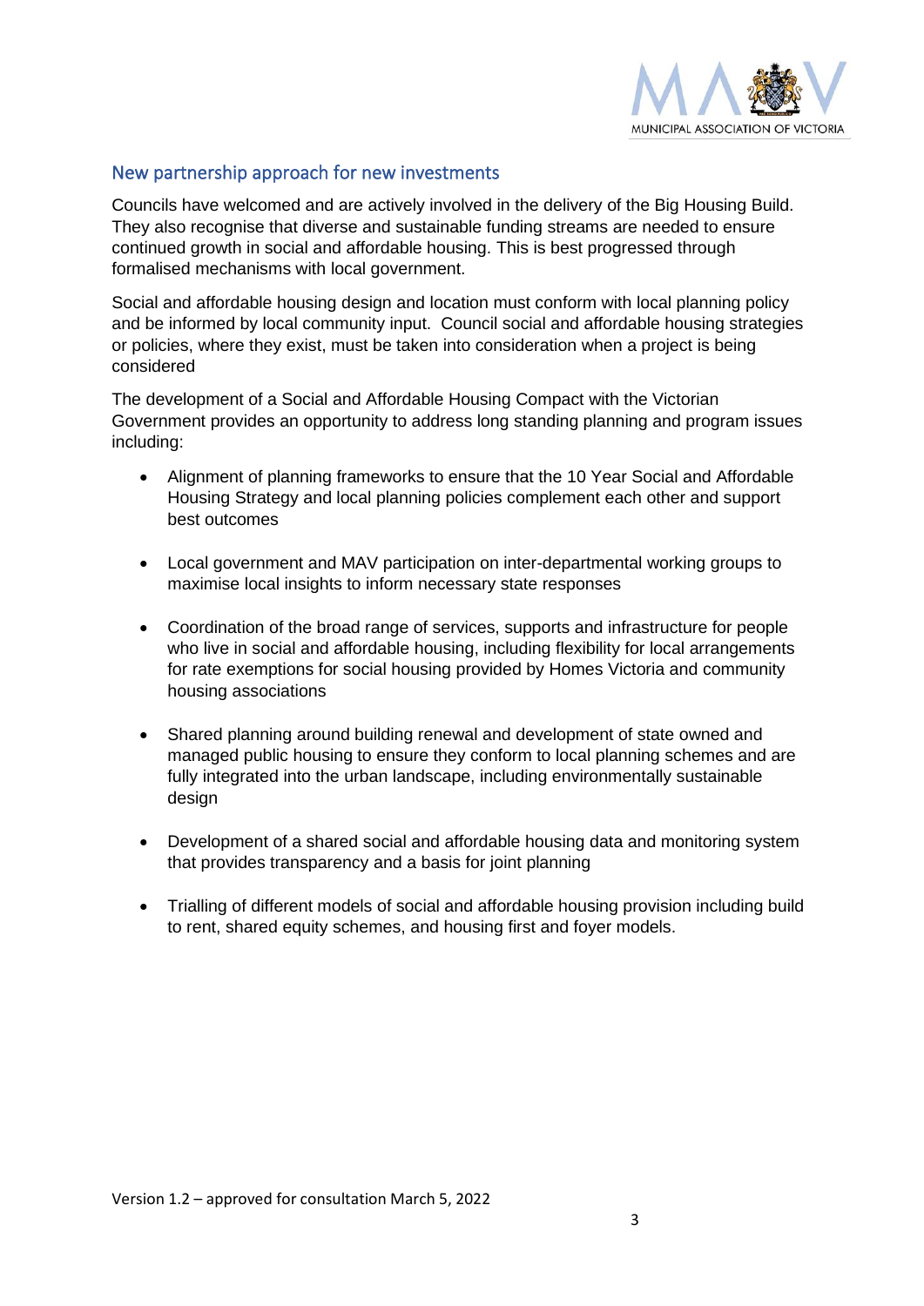## New partnership approach for new investments

Councils have welcomed and are actively involved in the delivery of the Big Housing Build. They also recognise that diverse and sustainable funding streams are needed to ensure continued growth in social and affordable housing. This is best progressed through formalised mechanisms with local government.

Social and affordable housing design and location must conform with local planning policy and be informed by local community input. Council social and affordable housing strategies or policies, where they exist, must be taken into consideration when a project is being considered

The development of a Social and Affordable Housing Compact with the Victorian Government provides an opportunity to address long standing planning and program issues including:

- Alignment of planning frameworks to ensure that the 10 Year Social and Affordable Housing Strategy and local planning policies complement each other and support best outcomes
- Local government and MAV participation on inter-departmental working groups to maximise local insights to inform necessary state responses
- Coordination of the broad range of services, supports and infrastructure for people who live in social and affordable housing, including flexibility for local arrangements for rate exemptions for social housing provided by Homes Victoria and community housing associations
- Shared planning around building renewal and development of state owned and managed public housing to ensure they conform to local planning schemes and are fully integrated into the urban landscape, including environmentally sustainable design
- Development of a shared social and affordable housing data and monitoring system that provides transparency and a basis for joint planning
- Trialling of different models of social and affordable housing provision including build to rent, shared equity schemes, and housing first and foyer models.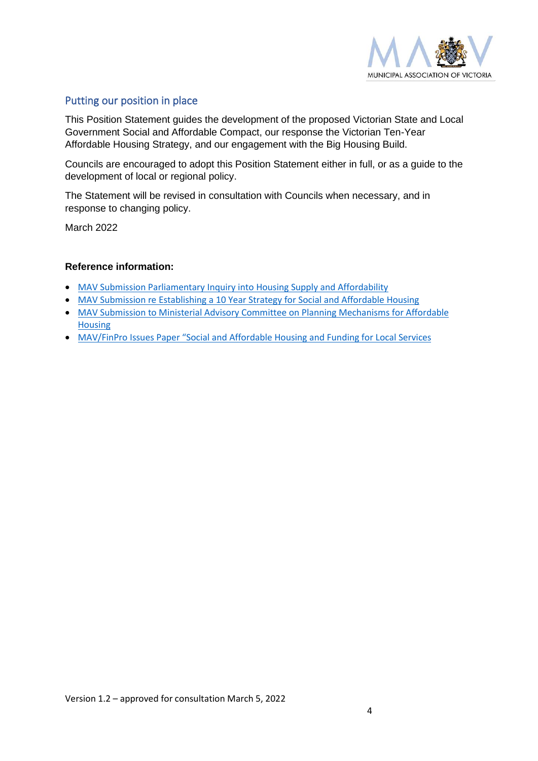## Putting our position in place

This Position Statement guides the development of the proposed Victorian State and Local Government Social and Affordable Compact, our response the Victorian Ten-Year Affordable Housing Strategy, and our engagement with the Big Housing Build.

Councils are encouraged to adopt this Position Statement either in full, or as a guide to the development of local or regional policy.

The Statement will be revised in consultation with Councils when necessary, and in response to changing policy.

March 2022

**Reference information:**

- MAV Submission Parliamentary Inquiry into Housing Supply and Affordability
- MAV Submission re Establishing a 10 Year Strategy for Social and Affordable Housing
- MAV Submission to Ministerial Advisory Committee on Planning Mechanisms for Affordable Housing
- MAV/FinPro Issues Paper "Social and Affordable Housing and Funding for Local Services

Version 1.2 – approved for consultation March 5, 2022